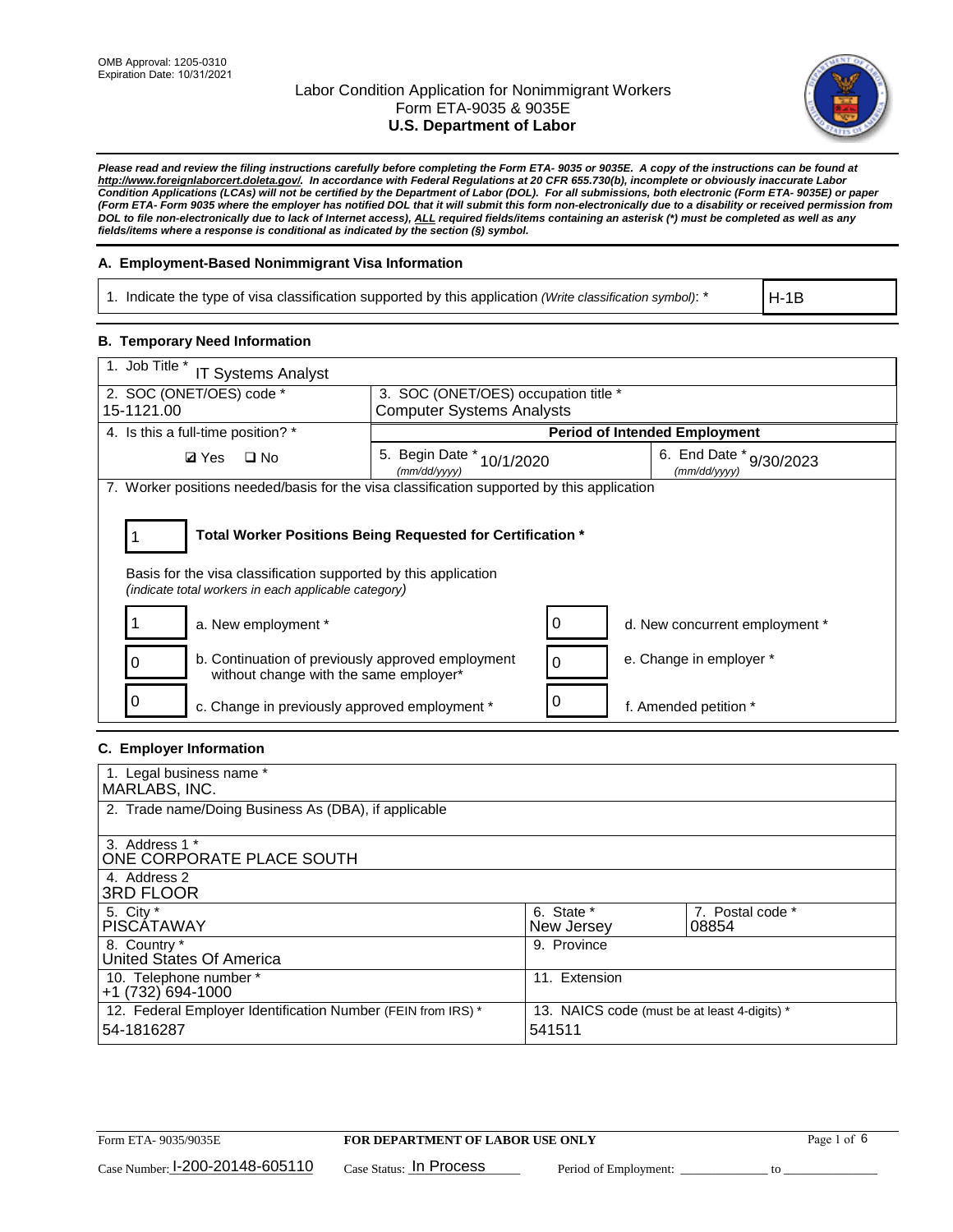OMB Approval: 1205-0310
Expiration Date: 10/31/2021

# Labor Condition Application for Nonimmigrant Workers
## Form ETA-9035 & 9035E
## U.S. Department of Labor

***Please read and review the filing instructions carefully before completing the Form ETA- 9035 or 9035E. A copy of the instructions can be found at http://www.foreignlaborcert.doleta.gov/. In accordance with Federal Regulations at 20 CFR 655.730(b), incomplete or obviously inaccurate Labor Condition Applications (LCAs) will not be certified by the Department of Labor (DOL). For all submissions, both electronic (Form ETA- 9035E) or paper (Form ETA- Form 9035 where the employer has notified DOL that it will submit this form non-electronically due to a disability or received permission from DOL to file non-electronically due to lack of Internet access), ALL required fields/items containing an asterisk (*) must be completed as well as any fields/items where a response is conditional as indicated by the section (§) symbol.***

### A. Employment-Based Nonimmigrant Visa Information

| 1. Indicate the type of visa classification supported by this application *(Write classification symbol)*: * | H-1B |
|---|---|

### B. Temporary Need Information

| 1. Job Title * IT Systems Analyst | | |
|---|---|---|
| 2. SOC (ONET/OES) code * 15-1121.00 | 3. SOC (ONET/OES) occupation title * Computer Systems Analysts | |
| 4. Is this a full-time position? * | **Period of Intended Employment** | |
| ☑ Yes ☐ No | 5. Begin Date * *(mm/dd/yyyy)* 10/1/2020 | 6. End Date * *(mm/dd/yyyy)* 9/30/2023 |

7. Worker positions needed/basis for the visa classification supported by this application

1 **Total Worker Positions Being Requested for Certification ***

Basis for the visa classification supported by this application
*(indicate total workers in each applicable category)*

| | | | |
|---|---|---|---|
| 1 | a. New employment * | 0 | d. New concurrent employment * |
| 0 | b. Continuation of previously approved employment without change with the same employer* | 0 | e. Change in employer * |
| 0 | c. Change in previously approved employment * | 0 | f. Amended petition * |

### C. Employer Information

| | | |
|---|---|---|
| 1. Legal business name * MARLABS, INC. | | |
| 2. Trade name/Doing Business As (DBA), if applicable | | |
| 3. Address 1 * ONE CORPORATE PLACE SOUTH | | |
| 4. Address 2 3RD FLOOR | | |
| 5. City * PISCATAWAY | 6. State * New Jersey | 7. Postal code * 08854 |
| 8. Country * United States Of America | 9. Province | |
| 10. Telephone number * +1 (732) 694-1000 | 11. Extension | |
| 12. Federal Employer Identification Number (FEIN from IRS) * 54-1816287 | 13. NAICS code (must be at least 4-digits) * 541511 | |

Form ETA- 9035/9035E **FOR DEPARTMENT OF LABOR USE ONLY**

Case Number: I-200-20148-605110 Case Status: In Process Period of Employment: _____________ to _____________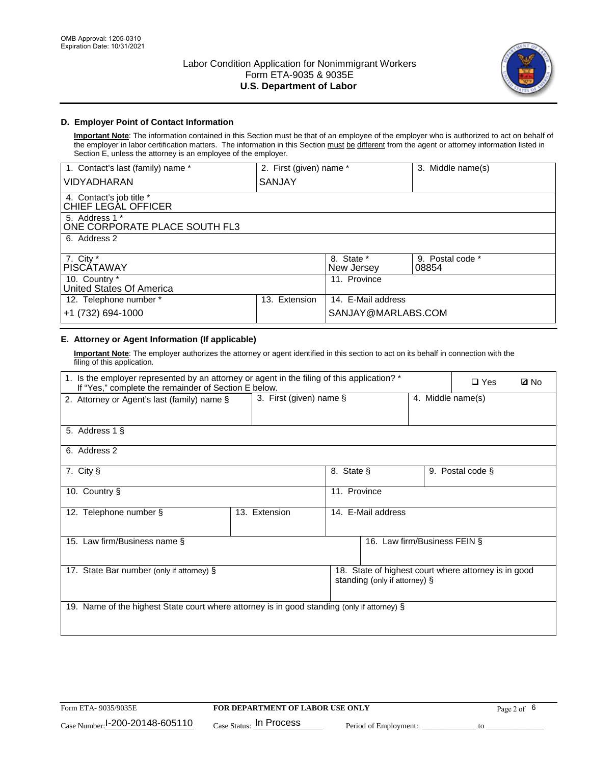## D. Employer Point of Contact Information

**Important Note**: The information contained in this Section must be that of an employee of the employer who is authorized to act on behalf of the employer in labor certification matters. The information in this Section must be different from the agent or attorney information listed in Section E, unless the attorney is an employee of the employer.

| 1. Contact's last (family) name * | 2. First (given) name * | 3. Middle name(s) |
|---|---|---|
| VIDYADHARAN | SANJAY | |
| 4. Contact's job title * CHIEF LEGAL OFFICER | | |
| 5. Address 1 * ONE CORPORATE PLACE SOUTH FL3 | | |
| 6. Address 2 | | |
| 7. City * PISCATAWAY | 8. State * New Jersey | 9. Postal code * 08854 |
| 10. Country * United States Of America | 11. Province | |
| 12. Telephone number * +1 (732) 694-1000 | 13. Extension | 14. E-Mail address SANJAY@MARLABS.COM |

## E. Attorney or Agent Information (If applicable)

**Important Note**: The employer authorizes the attorney or agent identified in this section to act on its behalf in connection with the filing of this application.

| 1. Is the employer represented by an attorney or agent in the filing of this application? * If "Yes," complete the remainder of Section E below. | | ❑ Yes ☑ No |
|---|---|---|
| 2. Attorney or Agent's last (family) name § | 3. First (given) name § | 4. Middle name(s) |
| 5. Address 1 § | | |
| 6. Address 2 | | |
| 7. City § | 8. State § | 9. Postal code § |
| 10. Country § | 11. Province | |
| 12. Telephone number § | 13. Extension | 14. E-Mail address |
| 15. Law firm/Business name § | | 16. Law firm/Business FEIN § |
| 17. State Bar number (only if attorney) § | | 18. State of highest court where attorney is in good standing (only if attorney) § |
| 19. Name of the highest State court where attorney is in good standing (only if attorney) § | | |

Form ETA- 9035/9035E | FOR DEPARTMENT OF LABOR USE ONLY

Case Number: I-200-20148-605110 Case Status: In Process Period of Employment: _____________ to _____________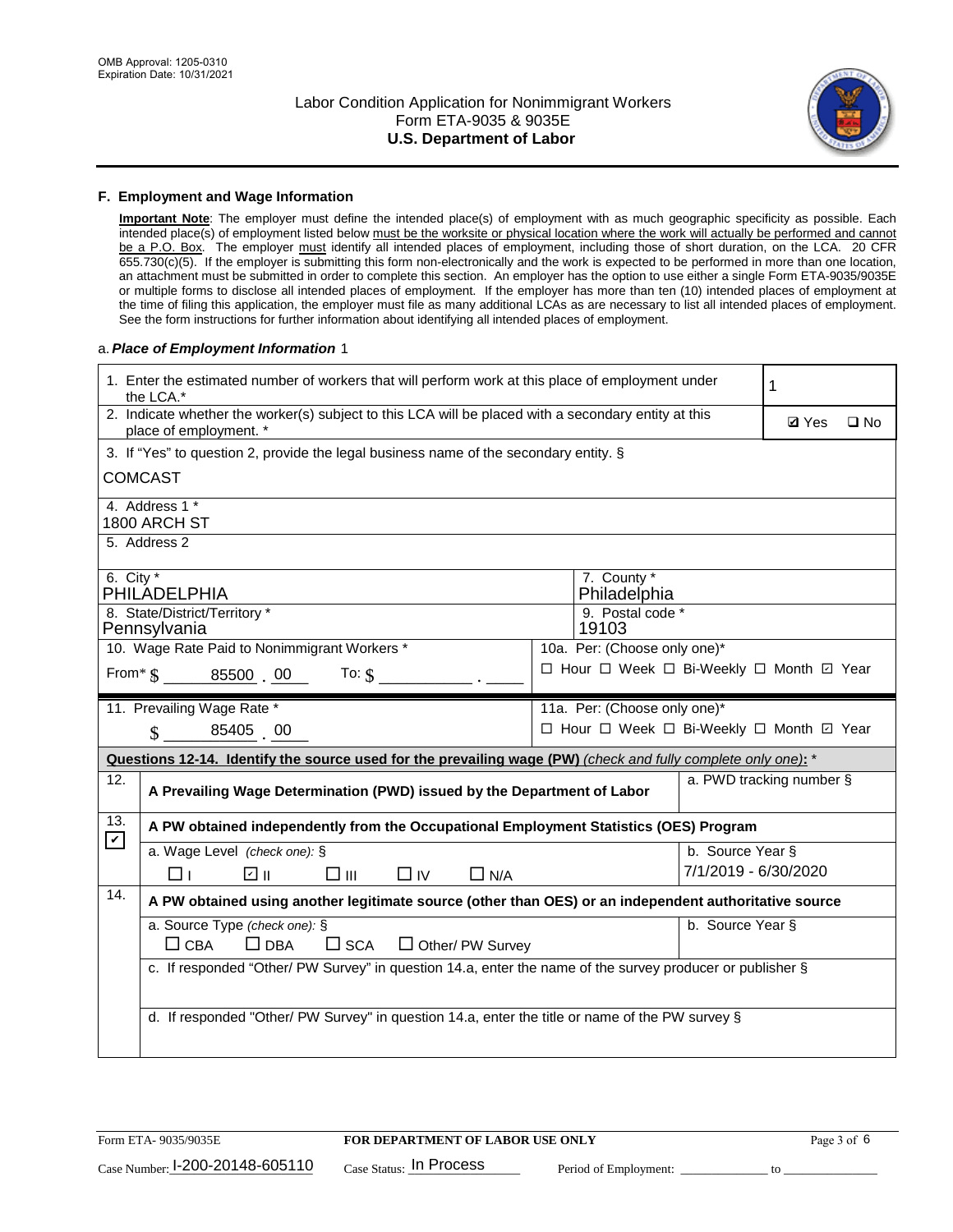OMB Approval: 1205-0310
Expiration Date: 10/31/2021

# Labor Condition Application for Nonimmigrant Workers
## Form ETA-9035 & 9035E
## U.S. Department of Labor

### F. Employment and Wage Information

**Important Note**: The employer must define the intended place(s) of employment with as much geographic specificity as possible. Each intended place(s) of employment listed below must be the worksite or physical location where the work will actually be performed and cannot be a P.O. Box. The employer must identify all intended places of employment, including those of short duration, on the LCA. 20 CFR 655.730(c)(5). If the employer is submitting this form non-electronically and the work is expected to be performed in more than one location, an attachment must be submitted in order to complete this section. An employer has the option to use either a single Form ETA-9035/9035E or multiple forms to disclose all intended places of employment. If the employer has more than ten (10) intended places of employment at the time of filing this application, the employer must file as many additional LCAs as are necessary to list all intended places of employment. See the form instructions for further information about identifying all intended places of employment.

a. ***Place of Employment Information*** 1

| | |
|---|---|
| 1. Enter the estimated number of workers that will perform work at this place of employment under the LCA.* | 1 |
| 2. Indicate whether the worker(s) subject to this LCA will be placed with a secondary entity at this place of employment. * | ☑ Yes ☐ No |
| 3. If "Yes" to question 2, provide the legal business name of the secondary entity. § COMCAST | |
| 4. Address 1 * 1800 ARCH ST | |
| 5. Address 2 | |
| 6. City * PHILADELPHIA | 7. County * Philadelphia |
| 8. State/District/Territory * Pennsylvania | 9. Postal code * 19103 |
| 10. Wage Rate Paid to Nonimmigrant Workers * From* $ 85500 . 00 To: $ ______ . ____ | 10a. Per: (Choose only one)* ☐ Hour ☐ Week ☐ Bi-Weekly ☐ Month ☑ Year |
| 11. Prevailing Wage Rate * $ 85405 . 00 | 11a. Per: (Choose only one)* ☐ Hour ☐ Week ☐ Bi-Weekly ☐ Month ☑ Year |

**Questions 12-14. Identify the source used for the prevailing wage (PW)** *(check and fully complete only one)*: *

| | | |
|---|---|---|
| 12. | **A Prevailing Wage Determination (PWD) issued by the Department of Labor** | a. PWD tracking number § |
| 13. ☑ | **A PW obtained independently from the Occupational Employment Statistics (OES) Program** | |
| | a. Wage Level *(check one)*: § ☐ I ☑ II ☐ III ☐ IV ☐ N/A | b. Source Year § 7/1/2019 - 6/30/2020 |
| 14. | **A PW obtained using another legitimate source (other than OES) or an independent authoritative source** | |
| | a. Source Type *(check one)*: § ☐ CBA ☐ DBA ☐ SCA ☐ Other/ PW Survey | b. Source Year § |
| | c. If responded "Other/ PW Survey" in question 14.a, enter the name of the survey producer or publisher § | |
| | d. If responded "Other/ PW Survey" in question 14.a, enter the title or name of the PW survey § | |

Form ETA- 9035/9035E | **FOR DEPARTMENT OF LABOR USE ONLY**

Case Number: I-200-20148-605110 Case Status: In Process Period of Employment: ______________ to ______________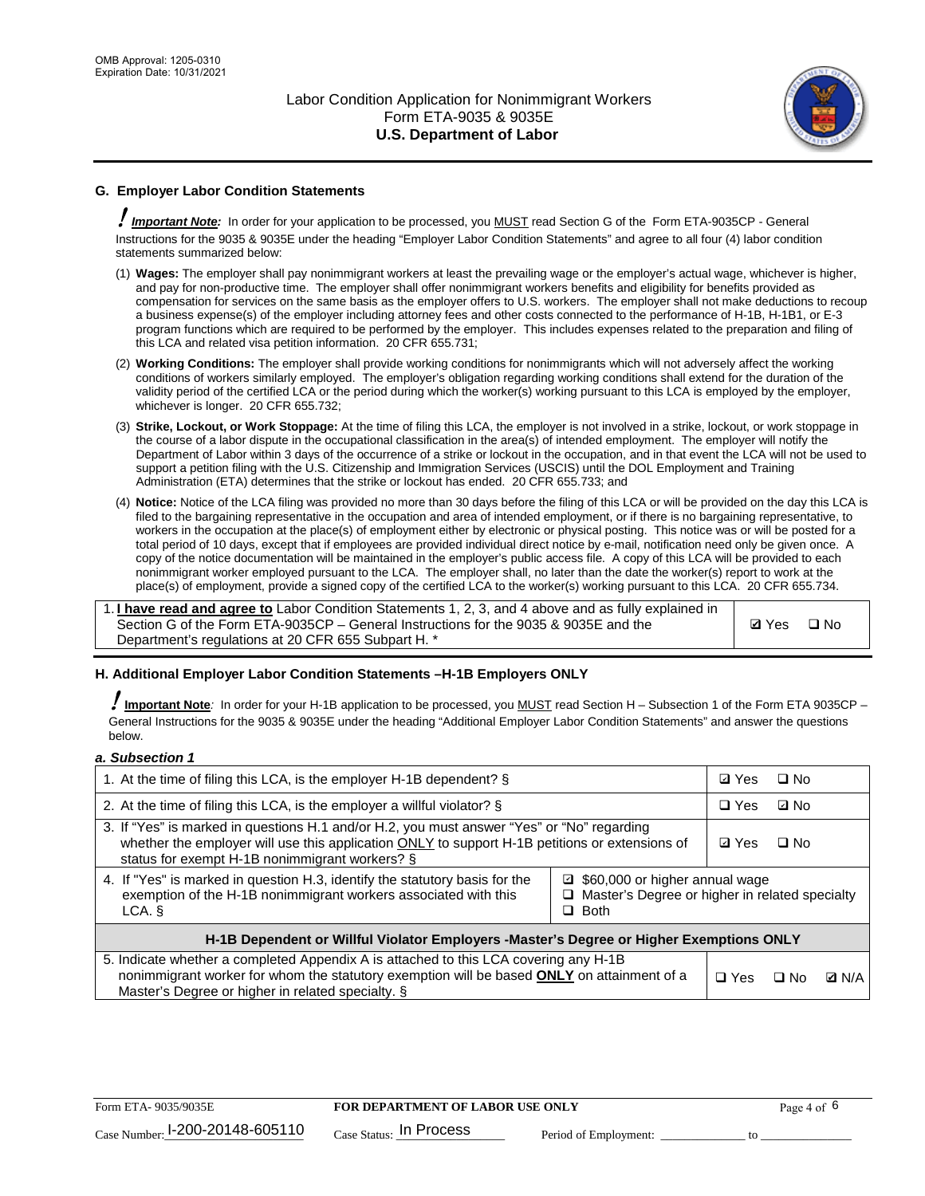## G. Employer Labor Condition Statements

! ***Important Note:*** In order for your application to be processed, you MUST read Section G of the Form ETA-9035CP - General Instructions for the 9035 & 9035E under the heading "Employer Labor Condition Statements" and agree to all four (4) labor condition statements summarized below:

(1) **Wages:** The employer shall pay nonimmigrant workers at least the prevailing wage or the employer's actual wage, whichever is higher, and pay for non-productive time. The employer shall offer nonimmigrant workers benefits and eligibility for benefits provided as compensation for services on the same basis as the employer offers to U.S. workers. The employer shall not make deductions to recoup a business expense(s) of the employer including attorney fees and other costs connected to the performance of H-1B, H-1B1, or E-3 program functions which are required to be performed by the employer. This includes expenses related to the preparation and filing of this LCA and related visa petition information. 20 CFR 655.731;

(2) **Working Conditions:** The employer shall provide working conditions for nonimmigrants which will not adversely affect the working conditions of workers similarly employed. The employer's obligation regarding working conditions shall extend for the duration of the validity period of the certified LCA or the period during which the worker(s) working pursuant to this LCA is employed by the employer, whichever is longer. 20 CFR 655.732;

(3) **Strike, Lockout, or Work Stoppage:** At the time of filing this LCA, the employer is not involved in a strike, lockout, or work stoppage in the course of a labor dispute in the occupational classification in the area(s) of intended employment. The employer will notify the Department of Labor within 3 days of the occurrence of a strike or lockout in the occupation, and in that event the LCA will not be used to support a petition filing with the U.S. Citizenship and Immigration Services (USCIS) until the DOL Employment and Training Administration (ETA) determines that the strike or lockout has ended. 20 CFR 655.733; and

(4) **Notice:** Notice of the LCA filing was provided no more than 30 days before the filing of this LCA or will be provided on the day this LCA is filed to the bargaining representative in the occupation and area of intended employment, or if there is no bargaining representative, to workers in the occupation at the place(s) of employment either by electronic or physical posting. This notice was or will be posted for a total period of 10 days, except that if employees are provided individual direct notice by e-mail, notification need only be given once. A copy of the notice documentation will be maintained in the employer's public access file. A copy of this LCA will be provided to each nonimmigrant worker employed pursuant to the LCA. The employer shall, no later than the date the worker(s) report to work at the place(s) of employment, provide a signed copy of the certified LCA to the worker(s) working pursuant to this LCA. 20 CFR 655.734.

| | |
|---|---|
| 1. **I have read and agree to** Labor Condition Statements 1, 2, 3, and 4 above and as fully explained in Section G of the Form ETA-9035CP – General Instructions for the 9035 & 9035E and the Department's regulations at 20 CFR 655 Subpart H. * | ☑ Yes ☐ No |

## H. Additional Employer Labor Condition Statements –H-1B Employers ONLY

! **Important Note**: In order for your H-1B application to be processed, you MUST read Section H – Subsection 1 of the Form ETA 9035CP – General Instructions for the 9035 & 9035E under the heading "Additional Employer Labor Condition Statements" and answer the questions below.

***a. Subsection 1***

| | | |
|---|---|---|
| 1. At the time of filing this LCA, is the employer H-1B dependent? § | | ☑ Yes ☐ No |
| 2. At the time of filing this LCA, is the employer a willful violator? § | | ☐ Yes ☑ No |
| 3. If "Yes" is marked in questions H.1 and/or H.2, you must answer "Yes" or "No" regarding whether the employer will use this application ONLY to support H-1B petitions or extensions of status for exempt H-1B nonimmigrant workers? § | | ☑ Yes ☐ No |
| 4. If "Yes" is marked in question H.3, identify the statutory basis for the exemption of the H-1B nonimmigrant workers associated with this LCA. § | ☑ $60,000 or higher annual wage<br>☐ Master's Degree or higher in related specialty<br>☐ Both | |
| **H-1B Dependent or Willful Violator Employers -Master's Degree or Higher Exemptions ONLY** | | |
| 5. Indicate whether a completed Appendix A is attached to this LCA covering any H-1B nonimmigrant worker for whom the statutory exemption will be based **ONLY** on attainment of a Master's Degree or higher in related specialty. § | | ☐ Yes ☐ No ☑ N/A |

Form ETA- 9035/9035E **FOR DEPARTMENT OF LABOR USE ONLY**

Case Number: I-200-20148-605110 Case Status: In Process Period of Employment: _____________ to _____________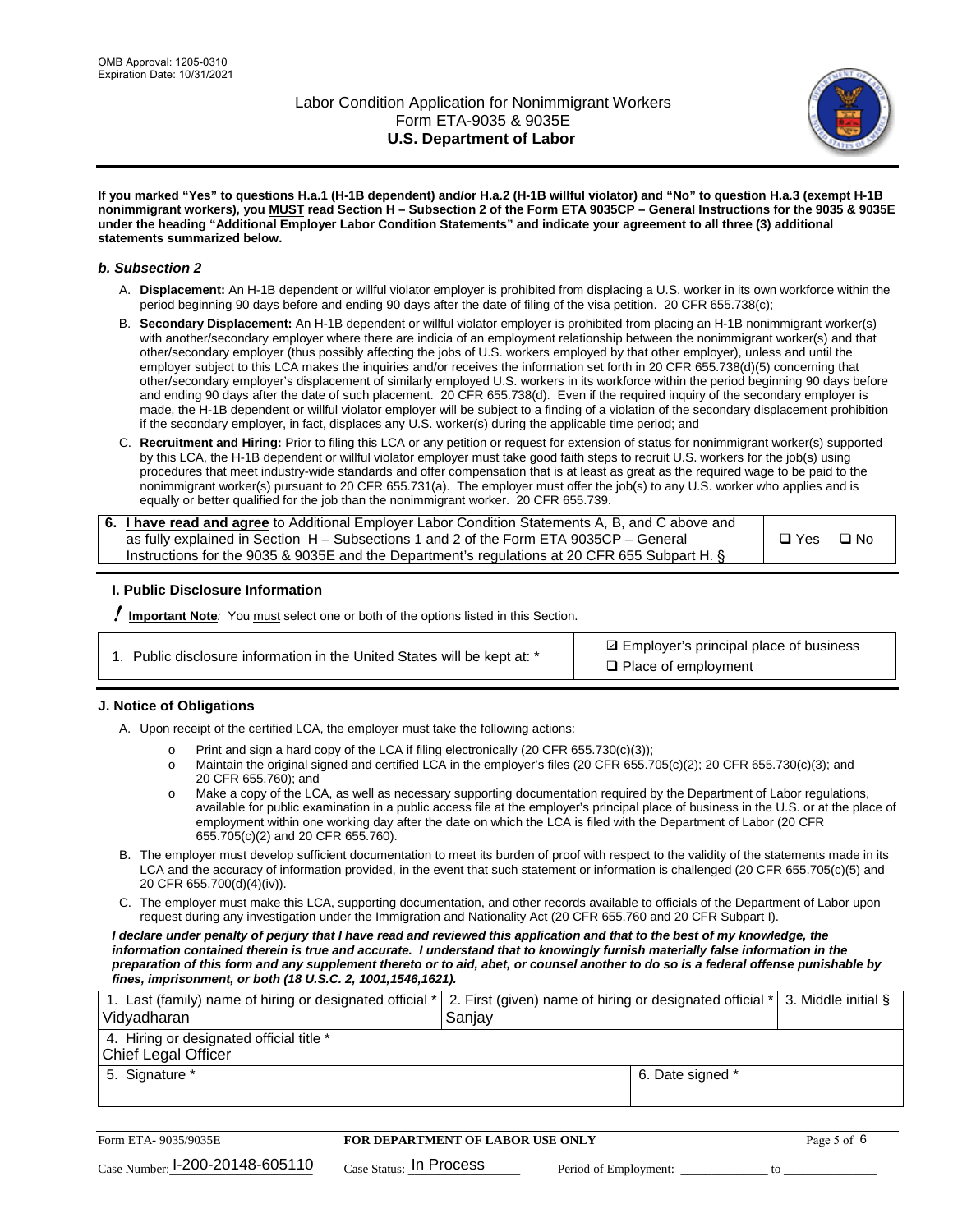**If you marked "Yes" to questions H.a.1 (H-1B dependent) and/or H.a.2 (H-1B willful violator) and "No" to question H.a.3 (exempt H-1B nonimmigrant workers), you MUST read Section H – Subsection 2 of the Form ETA 9035CP – General Instructions for the 9035 & 9035E under the heading "Additional Employer Labor Condition Statements" and indicate your agreement to all three (3) additional statements summarized below.**

### *b. Subsection 2*

A. **Displacement:** An H-1B dependent or willful violator employer is prohibited from displacing a U.S. worker in its own workforce within the period beginning 90 days before and ending 90 days after the date of filing of the visa petition. 20 CFR 655.738(c);

B. **Secondary Displacement:** An H-1B dependent or willful violator employer is prohibited from placing an H-1B nonimmigrant worker(s) with another/secondary employer where there are indicia of an employment relationship between the nonimmigrant worker(s) and that other/secondary employer (thus possibly affecting the jobs of U.S. workers employed by that other employer), unless and until the employer subject to this LCA makes the inquiries and/or receives the information set forth in 20 CFR 655.738(d)(5) concerning that other/secondary employer's displacement of similarly employed U.S. workers in its workforce within the period beginning 90 days before and ending 90 days after the date of such placement. 20 CFR 655.738(d). Even if the required inquiry of the secondary employer is made, the H-1B dependent or willful violator employer will be subject to a finding of a violation of the secondary displacement prohibition if the secondary employer, in fact, displaces any U.S. worker(s) during the applicable time period; and

C. **Recruitment and Hiring:** Prior to filing this LCA or any petition or request for extension of status for nonimmigrant worker(s) supported by this LCA, the H-1B dependent or willful violator employer must take good faith steps to recruit U.S. workers for the job(s) using procedures that meet industry-wide standards and offer compensation that is at least as great as the required wage to be paid to the nonimmigrant worker(s) pursuant to 20 CFR 655.731(a). The employer must offer the job(s) to any U.S. worker who applies and is equally or better qualified for the job than the nonimmigrant worker. 20 CFR 655.739.

| 6. **I have read and agree** to Additional Employer Labor Condition Statements A, B, and C above and as fully explained in Section H – Subsections 1 and 2 of the Form ETA 9035CP – General Instructions for the 9035 & 9035E and the Department's regulations at 20 CFR 655 Subpart H. § | ❑ Yes ❑ No |
|---|---|

## I. Public Disclosure Information

**! Important Note:** You must select one or both of the options listed in this Section.

| 1. Public disclosure information in the United States will be kept at: * | ☑ Employer's principal place of business<br>❑ Place of employment |
|---|---|

## J. Notice of Obligations

A. Upon receipt of the certified LCA, the employer must take the following actions:

- o Print and sign a hard copy of the LCA if filing electronically (20 CFR 655.730(c)(3));
- o Maintain the original signed and certified LCA in the employer's files (20 CFR 655.705(c)(2); 20 CFR 655.730(c)(3); and 20 CFR 655.760); and
- o Make a copy of the LCA, as well as necessary supporting documentation required by the Department of Labor regulations, available for public examination in a public access file at the employer's principal place of business in the U.S. or at the place of employment within one working day after the date on which the LCA is filed with the Department of Labor (20 CFR 655.705(c)(2) and 20 CFR 655.760).

B. The employer must develop sufficient documentation to meet its burden of proof with respect to the validity of the statements made in its LCA and the accuracy of information provided, in the event that such statement or information is challenged (20 CFR 655.705(c)(5) and 20 CFR 655.700(d)(4)(iv)).

C. The employer must make this LCA, supporting documentation, and other records available to officials of the Department of Labor upon request during any investigation under the Immigration and Nationality Act (20 CFR 655.760 and 20 CFR Subpart I).

***I declare under penalty of perjury that I have read and reviewed this application and that to the best of my knowledge, the information contained therein is true and accurate. I understand that to knowingly furnish materially false information in the preparation of this form and any supplement thereto or to aid, abet, or counsel another to do so is a federal offense punishable by fines, imprisonment, or both (18 U.S.C. 2, 1001,1546,1621).***

| 1. Last (family) name of hiring or designated official * | 2. First (given) name of hiring or designated official * | 3. Middle initial § |
|---|---|---|
| Vidyadharan | Sanjay | |
| 4. Hiring or designated official title * | | |
| Chief Legal Officer | | |
| 5. Signature * | 6. Date signed * | |
| | | |

| Form ETA- 9035/9035E | FOR DEPARTMENT OF LABOR USE ONLY | |
|---|---|---|
| Case Number: I-200-20148-605110 | Case Status: In Process | Period of Employment: _____________ to _____________ |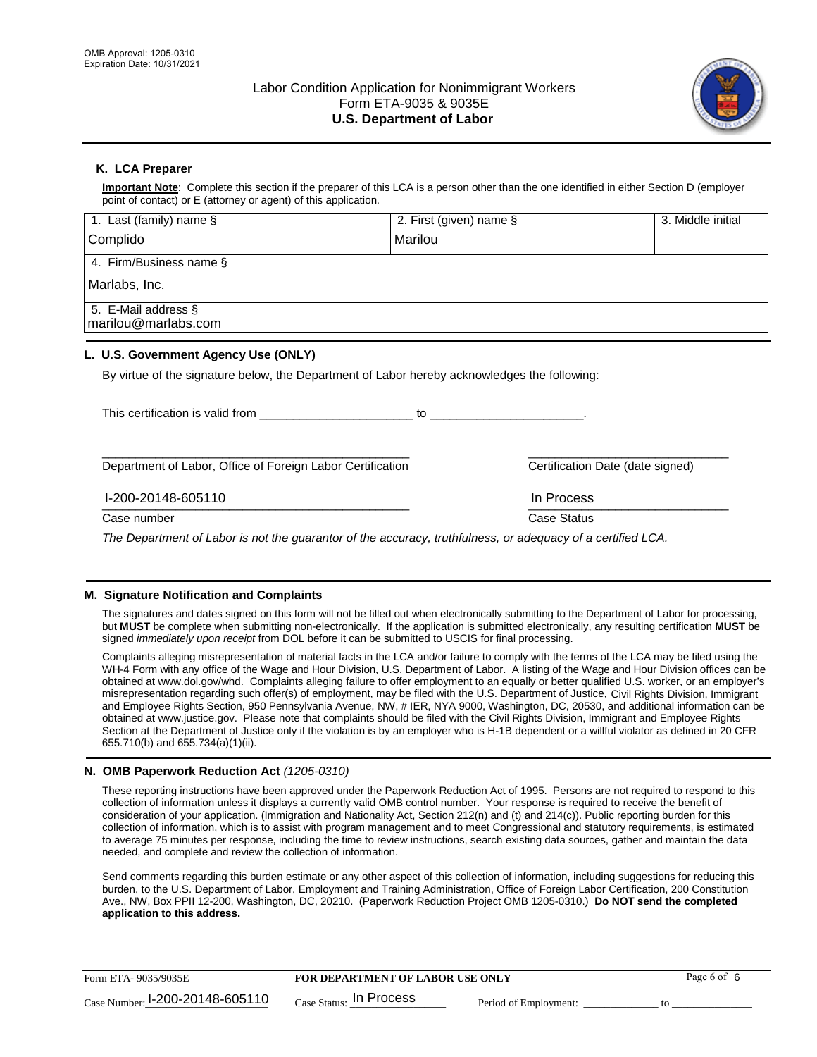OMB Approval: 1205-0310
Expiration Date: 10/31/2021

# Labor Condition Application for Nonimmigrant Workers
# Form ETA-9035 & 9035E
# U.S. Department of Labor

## K. LCA Preparer

**Important Note**: Complete this section if the preparer of this LCA is a person other than the one identified in either Section D (employer point of contact) or E (attorney or agent) of this application.

| 1. Last (family) name § | 2. First (given) name § | 3. Middle initial |
|---|---|---|
| Complido | Marilou | |
| 4. Firm/Business name § | | |
| Marlabs, Inc. | | |
| 5. E-Mail address § | | |
| marilou@marlabs.com | | |

## L. U.S. Government Agency Use (ONLY)

By virtue of the signature below, the Department of Labor hereby acknowledges the following:

This certification is valid from ________________________ to ________________________.

Department of Labor, Office of Foreign Labor Certification

Certification Date (date signed)

I-200-20148-605110

Case number

In Process

Case Status

*The Department of Labor is not the guarantor of the accuracy, truthfulness, or adequacy of a certified LCA.*

## M. Signature Notification and Complaints

The signatures and dates signed on this form will not be filled out when electronically submitting to the Department of Labor for processing, but **MUST** be complete when submitting non-electronically. If the application is submitted electronically, any resulting certification **MUST** be signed *immediately upon receipt* from DOL before it can be submitted to USCIS for final processing.

Complaints alleging misrepresentation of material facts in the LCA and/or failure to comply with the terms of the LCA may be filed using the WH-4 Form with any office of the Wage and Hour Division, U.S. Department of Labor. A listing of the Wage and Hour Division offices can be obtained at www.dol.gov/whd. Complaints alleging failure to offer employment to an equally or better qualified U.S. worker, or an employer's misrepresentation regarding such offer(s) of employment, may be filed with the U.S. Department of Justice, Civil Rights Division, Immigrant and Employee Rights Section, 950 Pennsylvania Avenue, NW, # IER, NYA 9000, Washington, DC, 20530, and additional information can be obtained at www.justice.gov. Please note that complaints should be filed with the Civil Rights Division, Immigrant and Employee Rights Section at the Department of Justice only if the violation is by an employer who is H-1B dependent or a willful violator as defined in 20 CFR 655.710(b) and 655.734(a)(1)(ii).

## N. OMB Paperwork Reduction Act *(1205-0310)*

These reporting instructions have been approved under the Paperwork Reduction Act of 1995. Persons are not required to respond to this collection of information unless it displays a currently valid OMB control number. Your response is required to receive the benefit of consideration of your application. (Immigration and Nationality Act, Section 212(n) and (t) and 214(c)). Public reporting burden for this collection of information, which is to assist with program management and to meet Congressional and statutory requirements, is estimated to average 75 minutes per response, including the time to review instructions, search existing data sources, gather and maintain the data needed, and complete and review the collection of information.

Send comments regarding this burden estimate or any other aspect of this collection of information, including suggestions for reducing this burden, to the U.S. Department of Labor, Employment and Training Administration, Office of Foreign Labor Certification, 200 Constitution Ave., NW, Box PPII 12-200, Washington, DC, 20210. (Paperwork Reduction Project OMB 1205-0310.) **Do NOT send the completed application to this address.**

Form ETA- 9035/9035E | **FOR DEPARTMENT OF LABOR USE ONLY**

Case Number: I-200-20148-605110 Case Status: In Process Period of Employment: ____________ to ____________